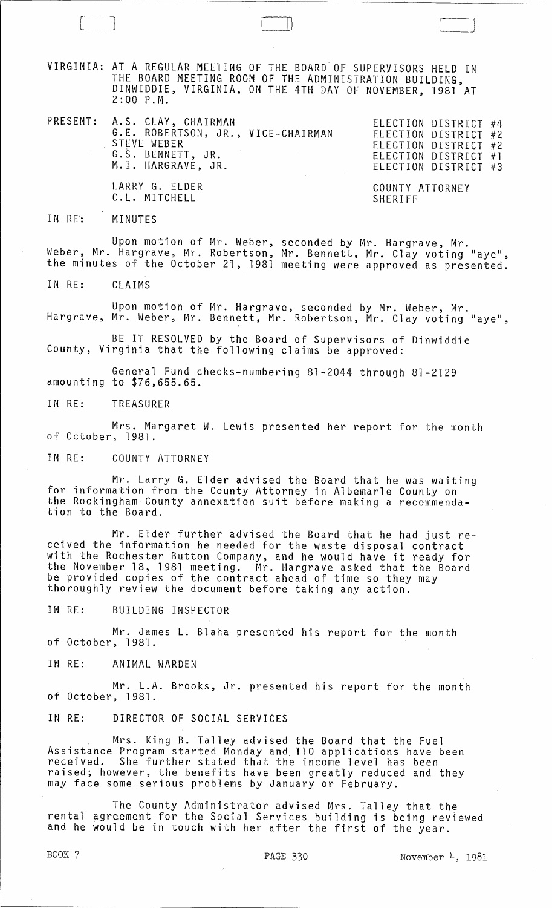VIRGINIA: AT A REGULAR MEETING OF THE BOARD OF SUPERVISORS HELD IN THE BOARD MEETING ROOM OF THE ADMINISTRATION BUILDING, DINWIDDIE, VIRGINIA, ON THE 4TH DAY OF NOVEMBER, 1981 AT 2:00 P.M.

| PRESENT: | | |
|---|---|---|
| | A.S. CLAY, CHAIRMAN | ELECTION DISTRICT #4 |
| | G.E. ROBERTSON, JR., VICE-CHAIRMAN | ELECTION DISTRICT #2 |
| | STEVE WEBER | ELECTION DISTRICT #2 |
| | G.S. BENNETT, JR. | ELECTION DISTRICT #1 |
| | M.I. HARGRAVE, JR. | ELECTION DISTRICT #3 |
| | LARRY G. ELDER | COUNTY ATTORNEY |
| | C.L. MITCHELL | SHERIFF |

IN RE: MINUTES

Upon motion of Mr. Weber, seconded by Mr. Hargrave, Mr. Weber, Mr. Hargrave, Mr. Robertson, Mr. Bennett, Mr. Clay voting "aye", the minutes of the October 21, 1981 meeting were approved as presented.

IN RE: CLAIMS

Upon motion of Mr. Hargrave, seconded by Mr. Weber, Mr. Hargrave, Mr. Weber, Mr. Bennett, Mr. Robertson, Mr. Clay voting "aye",

BE IT RESOLVED by the Board of Supervisors of Dinwiddie County, Virginia that the following claims be approved:

General Fund checks-numbering 81-2044 through 81-2129 amounting to $76,655.65.

IN RE: TREASURER

Mrs. Margaret W. Lewis presented her report for the month of October, 1981.

IN RE: COUNTY ATTORNEY

Mr. Larry G. Elder advised the Board that he was waiting for information from the County Attorney in Albemarle County on the Rockingham County annexation suit before making a recommendation to the Board.

Mr. Elder further advised the Board that he had just received the information he needed for the waste disposal contract with the Rochester Button Company, and he would have it ready for the November 18, 1981 meeting. Mr. Hargrave asked that the Board be provided copies of the contract ahead of time so they may thoroughly review the document before taking any action.

IN RE: BUILDING INSPECTOR

Mr. James L. Blaha presented his report for the month of October, 1981.

IN RE: ANIMAL WARDEN

Mr. L.A. Brooks, Jr. presented his report for the month of October, 1981.

IN RE: DIRECTOR OF SOCIAL SERVICES

Mrs. King B. Talley advised the Board that the Fuel Assistance Program started Monday and 110 applications have been received. She further stated that the income level has been raised; however, the benefits have been greatly reduced and they may face some serious problems by January or February.

The County Administrator advised Mrs. Talley that the rental agreement for the Social Services building is being reviewed and he would be in touch with her after the first of the year.

BOOK 7 PAGE 330 November 4, 1981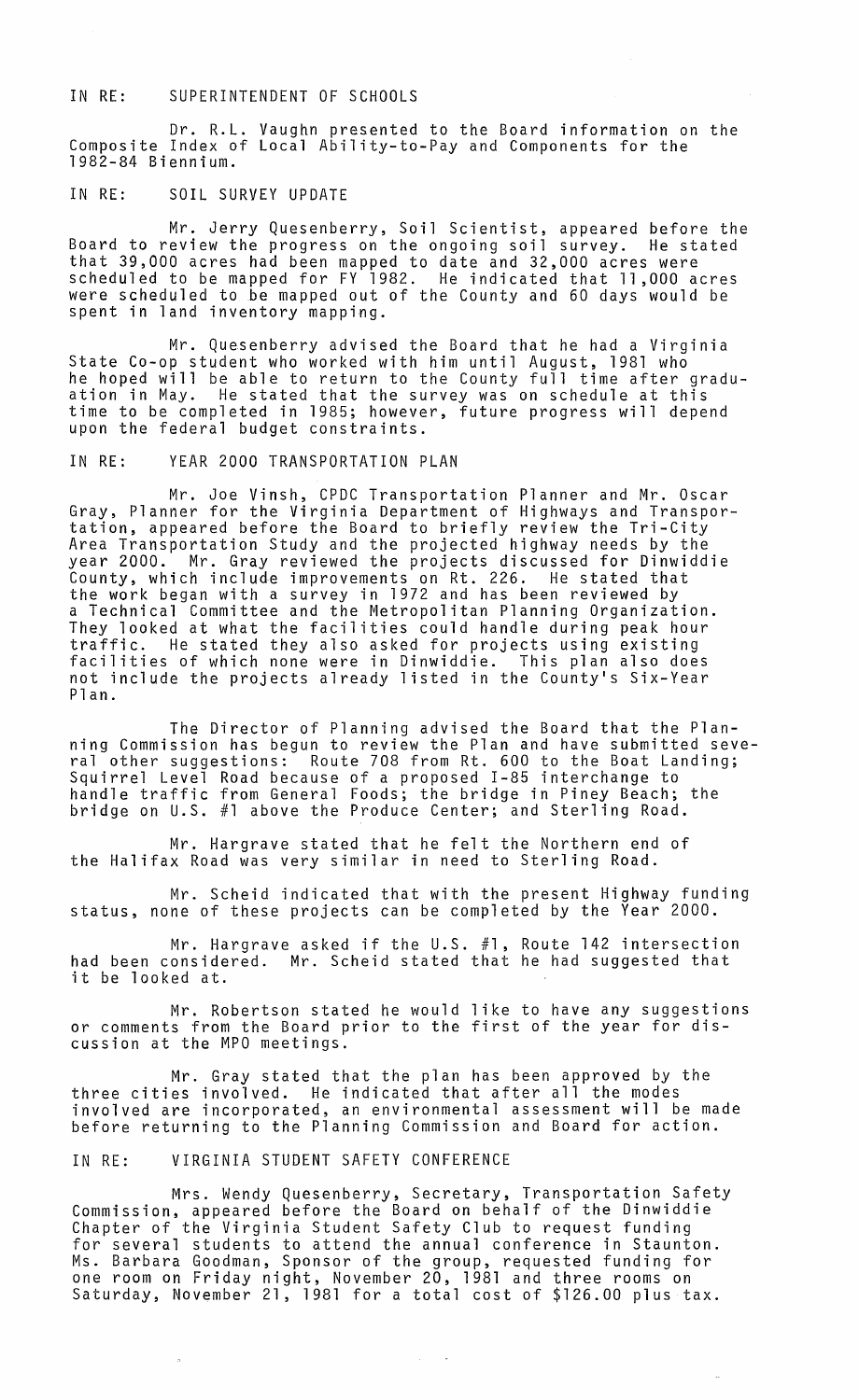IN RE: SUPERINTENDENT OF SCHOOLS

Dr. R.L. Vaughn presented to the Board information on the Composite Index of Local Ability-to-Pay and Components for the 1982-84 Biennium.

IN RE: SOIL SURVEY UPDATE

Mr. Jerry Quesenberry, Soil Scientist, appeared before the Board to review the progress on the ongoing soil survey. He stated that 39,000 acres had been mapped to date and 32,000 acres were scheduled to be mapped for FY 1982. He indicated that 11,000 acres were scheduled to be mapped out of the County and 60 days would be spent in land inventory mapping.

Mr. Quesenberry advised the Board that he had a Virginia State Co-op student who worked with him until August, 1981 who he hoped will be able to return to the County full time after graduation in May. He stated that the survey was on schedule at this time to be completed in 1985; however, future progress will depend upon the federal budget constraints.

IN RE: YEAR 2000 TRANSPORTATION PLAN

Mr. Joe Vinsh, CPDC Transportation Planner and Mr. Oscar Gray, Planner for the Virginia Department of Highways and Transportation, appeared before the Board to briefly review the Tri-City Area Transportation Study and the projected highway needs by the year 2000. Mr. Gray reviewed the projects discussed for Dinwiddie County, which include improvements on Rt. 226. He stated that the work began with a survey in 1972 and has been reviewed by a Technical Committee and the Metropolitan Planning Organization. They looked at what the facilities could handle during peak hour traffic. He stated they also asked for projects using existing facilities of which none were in Dinwiddie. This plan also does not include the projects already listed in the County's Six-Year Plan.

The Director of Planning advised the Board that the Planning Commission has begun to review the Plan and have submitted several other suggestions: Route 708 from Rt. 600 to the Boat Landing; Squirrel Level Road because of a proposed I-85 interchange to handle traffic from General Foods; the bridge in Piney Beach; the bridge on U.S. #1 above the Produce Center; and Sterling Road.

Mr. Hargrave stated that he felt the Northern end of the Halifax Road was very similar in need to Sterling Road.

Mr. Scheid indicated that with the present Highway funding status, none of these projects can be completed by the Year 2000.

Mr. Hargrave asked if the U.S. #1, Route 142 intersection had been considered. Mr. Scheid stated that he had suggested that it be looked at.

Mr. Robertson stated he would like to have any suggestions or comments from the Board prior to the first of the year for discussion at the MPO meetings.

Mr. Gray stated that the plan has been approved by the three cities involved. He indicated that after all the modes involved are incorporated, an environmental assessment will be made before returning to the Planning Commission and Board for action.

IN RE: VIRGINIA STUDENT SAFETY CONFERENCE

Mrs. Wendy Quesenberry, Secretary, Transportation Safety Commission, appeared before the Board on behalf of the Dinwiddie Chapter of the Virginia Student Safety Club to request funding for several students to attend the annual conference in Staunton. Ms. Barbara Goodman, Sponsor of the group, requested funding for one room on Friday night, November 20, 1981 and three rooms on Saturday, November 21, 1981 for a total cost of $126.00 plus tax.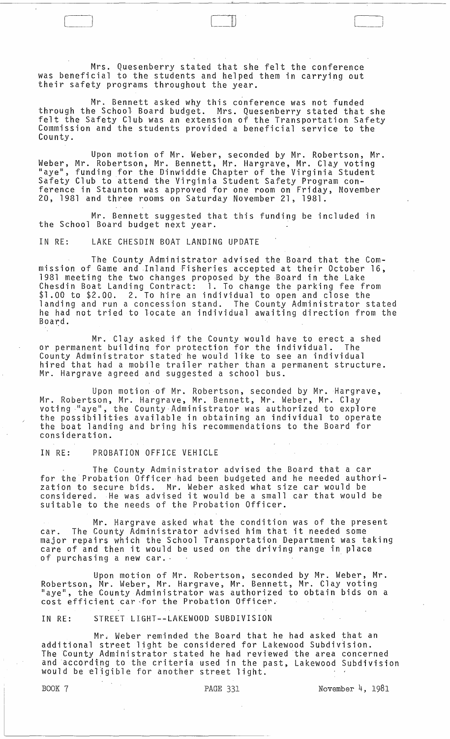Mrs. Quesenberry stated that she felt the conference was beneficial to the students and helped them in carrying out their safety programs throughout the year.

Mr. Bennett asked why this conference was not funded through the School Board budget. Mrs. Quesenberry stated that she felt the Safety Club was an extension of the Transportation Safety Commission and the students provided a beneficial service to the County.

Upon motion of Mr. Weber, seconded by Mr. Robertson, Mr. Weber, Mr. Robertson, Mr. Bennett, Mr. Hargrave, Mr. Clay voting "aye", funding for the Dinwiddie Chapter of the Virginia Student Safety Club to attend the Virginia Student Safety Program conference in Staunton was approved for one room on Friday, November 20, 1981 and three rooms on Saturday November 21, 1981.

Mr. Bennett suggested that this funding be included in the School Board budget next year.

IN RE: LAKE CHESDIN BOAT LANDING UPDATE

The County Administrator advised the Board that the Commission of Game and Inland Fisheries accepted at their October 16, 1981 meeting the two changes proposed by the Board in the Lake Chesdin Boat Landing Contract: 1. To change the parking fee from \$1.00 to \$2.00. 2. To hire an individual to open and close the landing and run a concession stand. The County Administrator stated he had not tried to locate an individual awaiting direction from the Board.

Mr. Clay asked if the County would have to erect a shed or permanent building for protection for the individual. The County Administrator stated he would like to see an individual hired that had a mobile trailer rather than a permanent structure. Mr. Hargrave agreed and suggested a school bus.

Upon motion of Mr. Robertson, seconded by Mr. Hargrave, Mr. Robertson, Mr. Hargrave, Mr. Bennett, Mr. Weber, Mr. Clay voting "aye", the County Administrator was authorized to explore the possibilities available in obtaining an individual to operate the boat landing and bring his recommendations to the Board for consideration.

IN RE: PROBATION OFFICE VEHICLE

The County Administrator advised the Board that a car for the Probation Officer had been budgeted and he needed authorization to secure bids. Mr. Weber asked what size car would be considered. He was advised it would be a small car that would be suitable to the needs of the Probation Officer.

Mr. Hargrave asked what the condition was of the present car. The County Administrator advised him that it needed some major repairs which the School Transportation Department was taking care of and then it would be used on the driving range in place of purchasing a new car.

Upon motion of Mr. Robertson, seconded by Mr. Weber, Mr. Robertson, Mr. Weber, Mr. Hargrave, Mr. Bennett, Mr. Clay voting "aye", the County Administrator was authorized to obtain bids on a cost efficient car for the Probation Officer.

IN RE: STREET LIGHT--LAKEWOOD SUBDIVISION

Mr. Weber reminded the Board that he had asked that an additional street light be considered for Lakewood Subdivision. The County Administrator stated he had reviewed the area concerned and according to the criteria used in the past, Lakewood Subdivision would be eligible for another street light.

BOOK 7 PAGE 331 November 4, 1981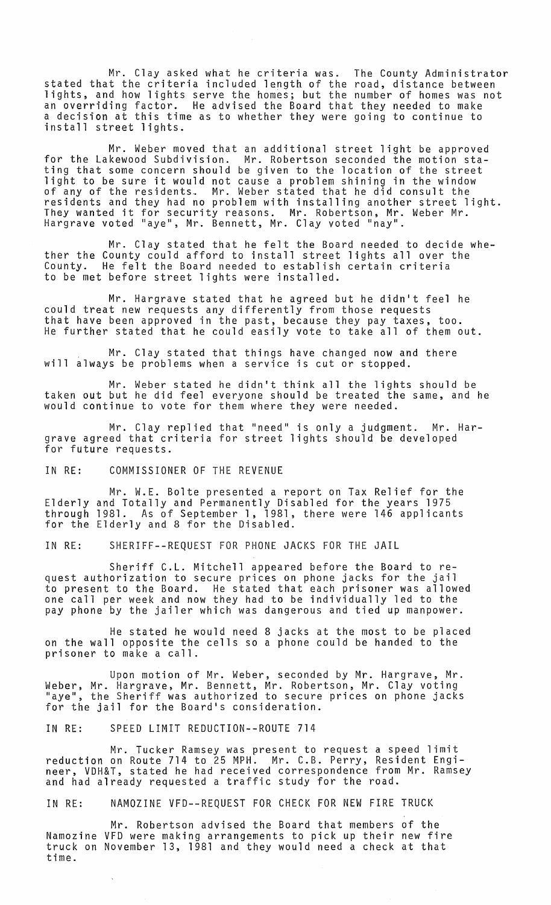Mr. Clay asked what he criteria was. The County Administrator stated that the criteria included length of the road, distance between lights, and how lights serve the homes; but the number of homes was not an overriding factor. He advised the Board that they needed to make a decision at this time as to whether they were going to continue to install street lights.

Mr. Weber moved that an additional street light be approved for the Lakewood Subdivision. Mr. Robertson seconded the motion stating that some concern should be given to the location of the street light to be sure it would not cause a problem shining in the window of any of the residents. Mr. Weber stated that he did consult the residents and they had no problem with installing another street light. They wanted it for security reasons. Mr. Robertson, Mr. Weber Mr. Hargrave voted "aye", Mr. Bennett, Mr. Clay voted "nay".

Mr. Clay stated that he felt the Board needed to decide whether the County could afford to install street lights all over the County. He felt the Board needed to establish certain criteria to be met before street lights were installed.

Mr. Hargrave stated that he agreed but he didn't feel he could treat new requests any differently from those requests that have been approved in the past, because they pay taxes, too. He further stated that he could easily vote to take all of them out.

Mr. Clay stated that things have changed now and there will always be problems when a service is cut or stopped.

Mr. Weber stated he didn't think all the lights should be taken out but he did feel everyone should be treated the same, and he would continue to vote for them where they were needed.

Mr. Clay replied that "need" is only a judgment. Mr. Hargrave agreed that criteria for street lights should be developed for future requests.

IN RE: COMMISSIONER OF THE REVENUE

Mr. W.E. Bolte presented a report on Tax Relief for the Elderly and Totally and Permanently Disabled for the years 1975 through 1981. As of September 1, 1981, there were 146 applicants for the Elderly and 8 for the Disabled.

IN RE: SHERIFF--REQUEST FOR PHONE JACKS FOR THE JAIL

Sheriff C.L. Mitchell appeared before the Board to request authorization to secure prices on phone jacks for the jail to present to the Board. He stated that each prisoner was allowed one call per week and now they had to be individually led to the pay phone by the jailer which was dangerous and tied up manpower.

He stated he would need 8 jacks at the most to be placed on the wall opposite the cells so a phone could be handed to the prisoner to make a call.

Upon motion of Mr. Weber, seconded by Mr. Hargrave, Mr. Weber, Mr. Hargrave, Mr. Bennett, Mr. Robertson, Mr. Clay voting "aye", the Sheriff was authorized to secure prices on phone jacks for the jail for the Board's consideration.

IN RE: SPEED LIMIT REDUCTION--ROUTE 714

Mr. Tucker Ramsey was present to request a speed limit reduction on Route 714 to 25 MPH. Mr. C.B. Perry, Resident Engineer, VDH&T, stated he had received correspondence from Mr. Ramsey and had already requested a traffic study for the road.

IN RE: NAMOZINE VFD--REQUEST FOR CHECK FOR NEW FIRE TRUCK

Mr. Robertson advised the Board that members of the Namozine VFD were making arrangements to pick up their new fire truck on November 13, 1981 and they would need a check at that time.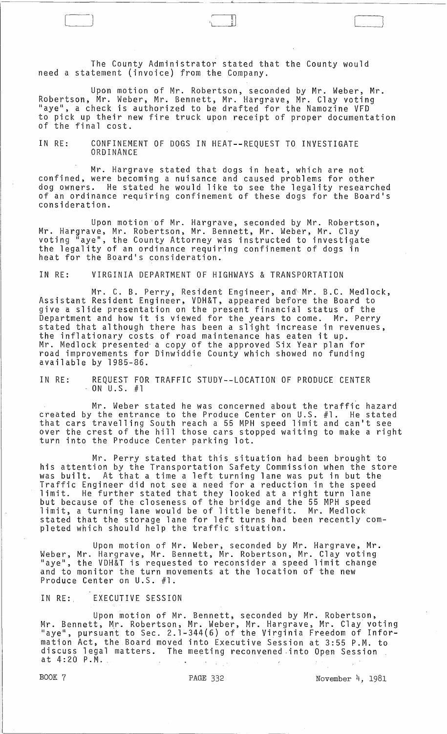The County Administrator stated that the County would need a statement (invoice) from the Company.

Upon motion of Mr. Robertson, seconded by Mr. Weber, Mr. Robertson, Mr. Weber, Mr. Bennett, Mr. Hargrave, Mr. Clay voting "aye", a check is authorized to be drafted for the Namozine VFD to pick up their new fire truck upon receipt of proper documentation of the final cost.

IN RE: CONFINEMENT OF DOGS IN HEAT--REQUEST TO INVESTIGATE ORDINANCE

Mr. Hargrave stated that dogs in heat, which are not confined, were becoming a nuisance and caused problems for other dog owners. He stated he would like to see the legality researched of an ordinance requiring confinement of these dogs for the Board's consideration.

Upon motion of Mr. Hargrave, seconded by Mr. Robertson, Mr. Hargrave, Mr. Robertson, Mr. Bennett, Mr. Weber, Mr. Clay voting "aye", the County Attorney was instructed to investigate the legality of an ordinance requiring confinement of dogs in heat for the Board's consideration.

IN RE: VIRGINIA DEPARTMENT OF HIGHWAYS & TRANSPORTATION

Mr. C. B. Perry, Resident Engineer, and Mr. B.C. Medlock, Assistant Resident Engineer, VDH&T, appeared before the Board to give a slide presentation on the present financial status of the Department and how it is viewed for the years to come. Mr. Perry stated that although there has been a slight increase in revenues, the inflationary costs of road maintenance has eaten it up. Mr. Medlock presented a copy of the approved Six Year plan for road improvements for Dinwiddie County which showed no funding available by 1985-86.

IN RE: REQUEST FOR TRAFFIC STUDY--LOCATION OF PRODUCE CENTER ON U.S. #1

Mr. Weber stated he was concerned about the traffic hazard created by the entrance to the Produce Center on U.S. #1. He stated that cars travelling South reach a 55 MPH speed limit and can't see over the crest of the hill those cars stopped waiting to make a right turn into the Produce Center parking lot.

Mr. Perry stated that this situation had been brought to his attention by the Transportation Safety Commission when the store was built. At that a time a left turning lane was put in but the Traffic Engineer did not see a need for a reduction in the speed limit. He further stated that they looked at a right turn lane but because of the closeness of the bridge and the 55 MPH speed limit, a turning lane would be of little benefit. Mr. Medlock stated that the storage lane for left turns had been recently completed which should help the traffic situation.

Upon motion of Mr. Weber, seconded by Mr. Hargrave, Mr. Weber, Mr. Hargrave, Mr. Bennett, Mr. Robertson, Mr. Clay voting "aye", the VDH&T is requested to reconsider a speed limit change and to monitor the turn movements at the location of the new Produce Center on U.S. #1.

IN RE: EXECUTIVE SESSION

Upon motion of Mr. Bennett, seconded by Mr. Robertson, Mr. Bennett, Mr. Robertson, Mr. Weber, Mr. Hargrave, Mr. Clay voting "aye", pursuant to Sec. 2.1-344(6) of the Virginia Freedom of Information Act, the Board moved into Executive Session at 3:55 P.M. to discuss legal matters. The meeting reconvened into Open Session at 4:20 P.M.

BOOK 7 PAGE 332 November 4, 1981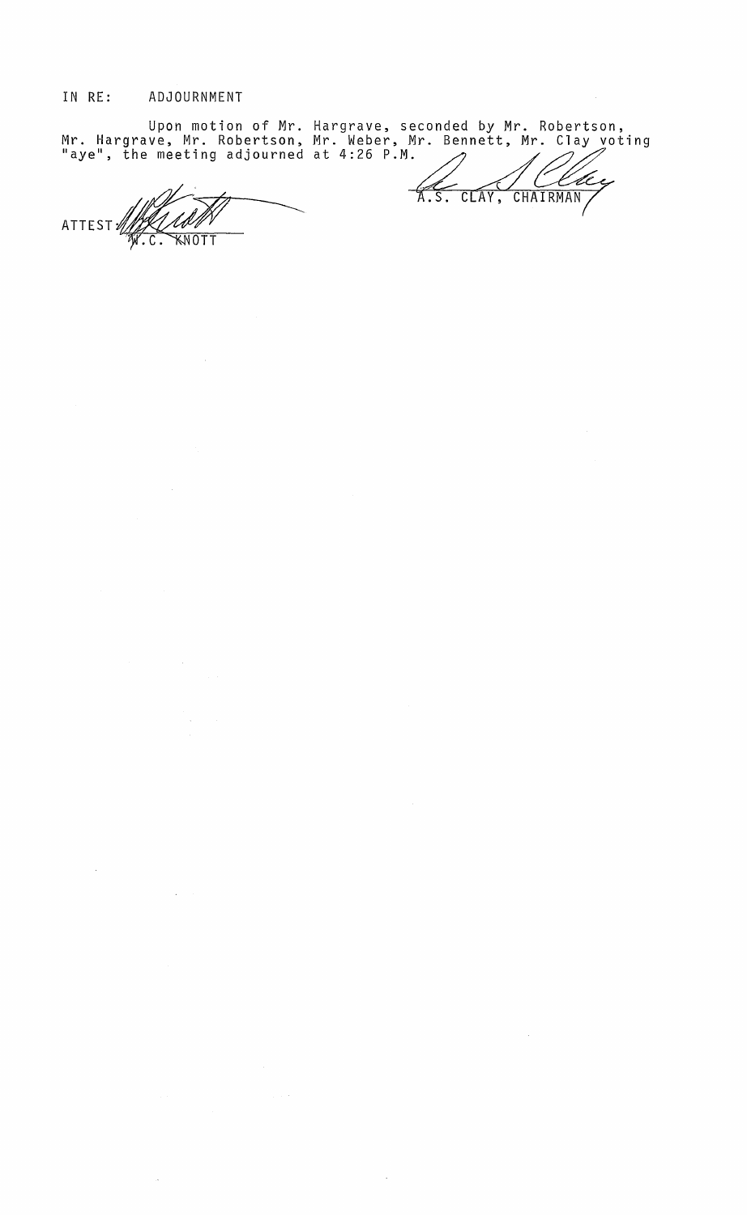IN RE: ADJOURNMENT

Upon motion of Mr. Hargrave, seconded by Mr. Robertson, Mr. Hargrave, Mr. Robertson, Mr. Weber, Mr. Bennett, Mr. Clay voting "aye", the meeting adjourned at 4:26 P.M.

A.S. CLAY, CHAIRMAN

ATTEST: W.C. KNOTT